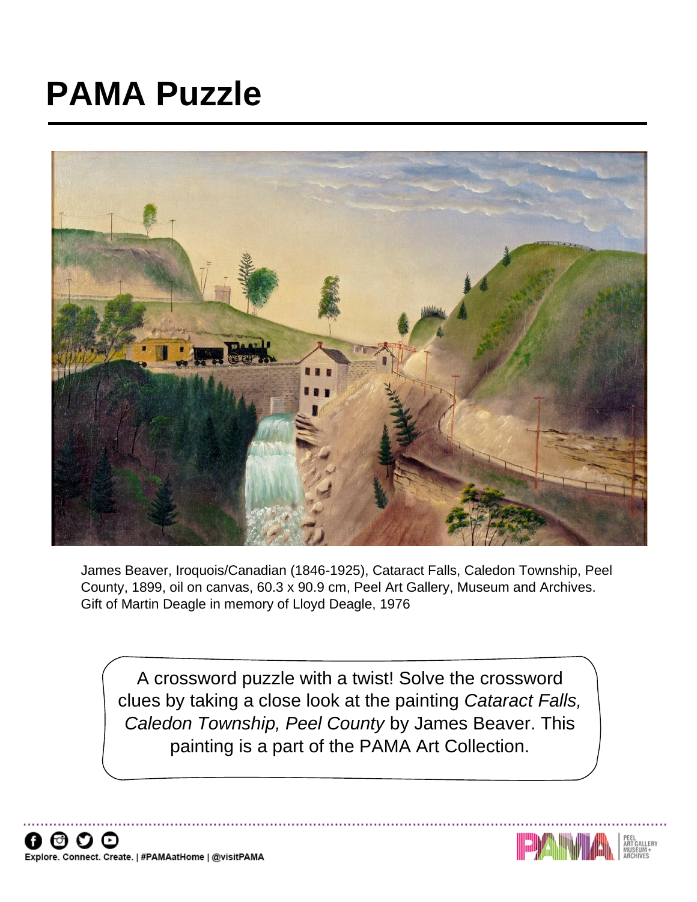# PAMA Puzzle

James Beaver, Iroquois/Canadian (1846-1925), Cataract Falls, Caledon Township, Peel County, 1899, oil on canvas, 60.3 x 90.9 cm, Peel Art Gallery, Museum and Archives. Gift of Martin Deagle in memory of Lloyd Deagle, 1976

A crossword puzzle with a twist! Solve the crossword clues by taking a close look at the painting *Cataract Falls, Caledon Township, Peel County* by James Beaver. This painting is a part of the PAMA Art Collection.

Explore. Connect. Create. | #PAMAatHome | @visitPAMA

PAMA PEEL ART GALLERY MUSEUM + ARCHIVES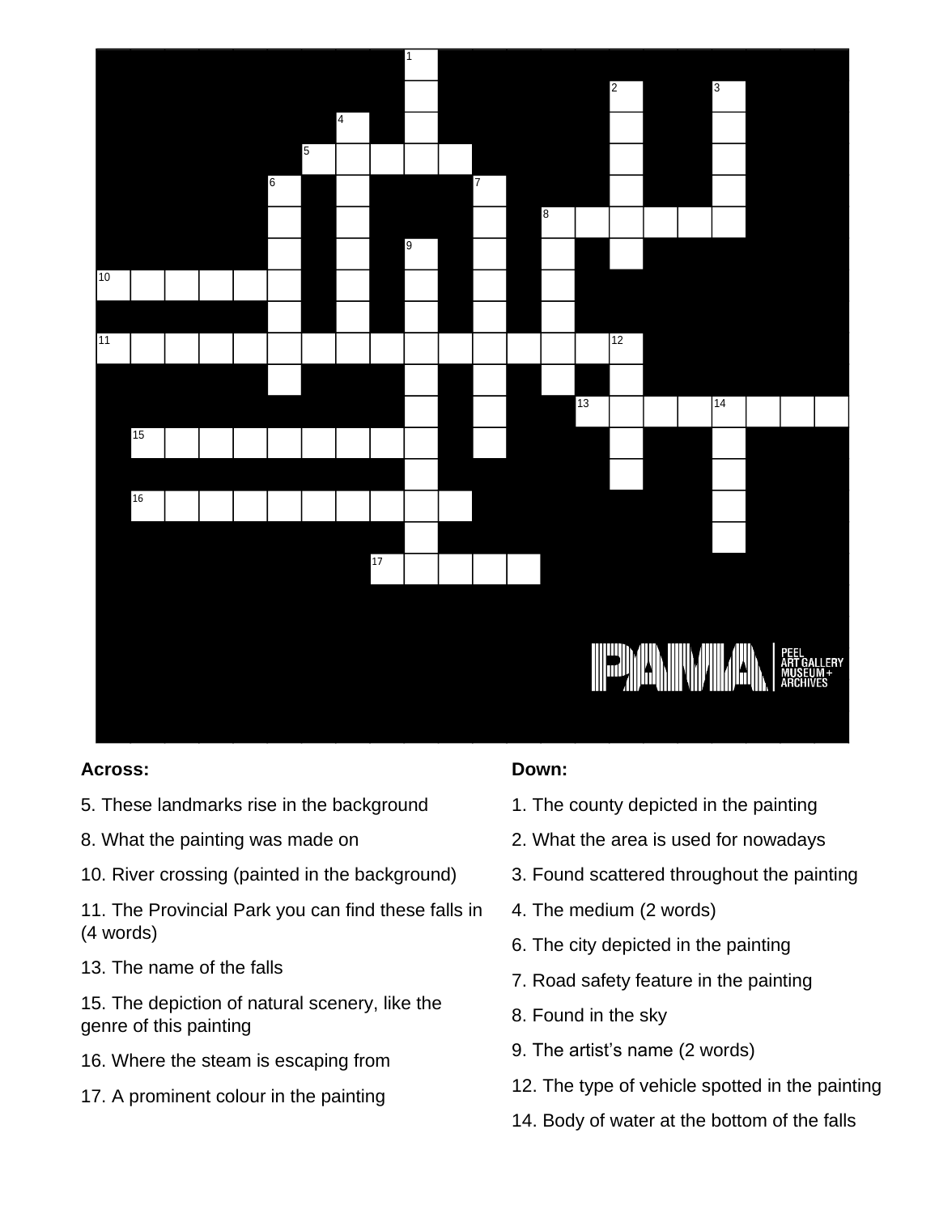**Across:**

5. These landmarks rise in the background

8. What the painting was made on

10. River crossing (painted in the background)

11. The Provincial Park you can find these falls in (4 words)

13. The name of the falls

15. The depiction of natural scenery, like the genre of this painting

16. Where the steam is escaping from

17. A prominent colour in the painting

**Down:**

1. The county depicted in the painting

2. What the area is used for nowadays

3. Found scattered throughout the painting

4. The medium (2 words)

6. The city depicted in the painting

7. Road safety feature in the painting

8. Found in the sky

9. The artist's name (2 words)

12. The type of vehicle spotted in the painting

14. Body of water at the bottom of the falls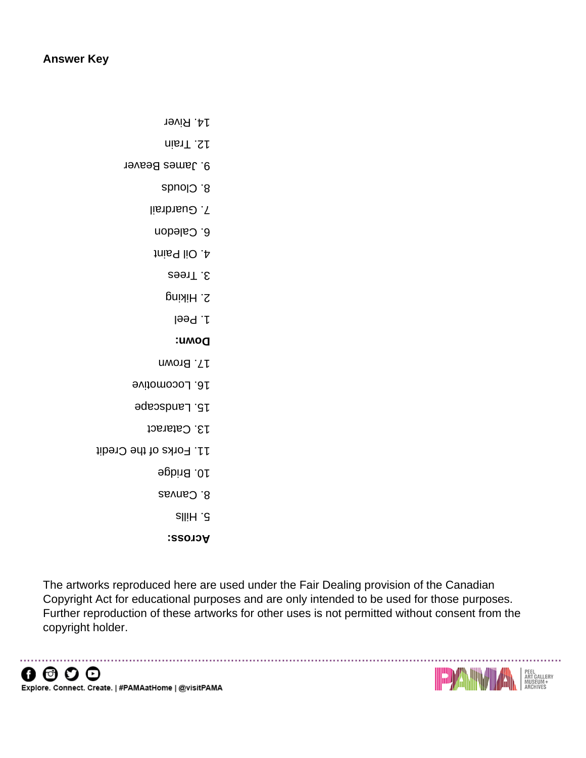**Answer Key**

**Across:**

5. Hills
8. Canvas
10. Bridge
11. Forks of the Credit
13. Cataract
15. Landscape
16. Locomotive
17. Brown

**Down:**

1. Peel
2. Hiking
3. Trees
4. Oil Paint
6. Caledon
7. Guardrail
8. Clouds
9. James Beaver
12. Train
14. River

The artworks reproduced here are used under the Fair Dealing provision of the Canadian Copyright Act for educational purposes and are only intended to be used for those purposes. Further reproduction of these artworks for other uses is not permitted without consent from the copyright holder.

Explore. Connect. Create. | #PAMAatHome | @visitPAMA

PAMA PEEL ART GALLERY MUSEUM + ARCHIVES